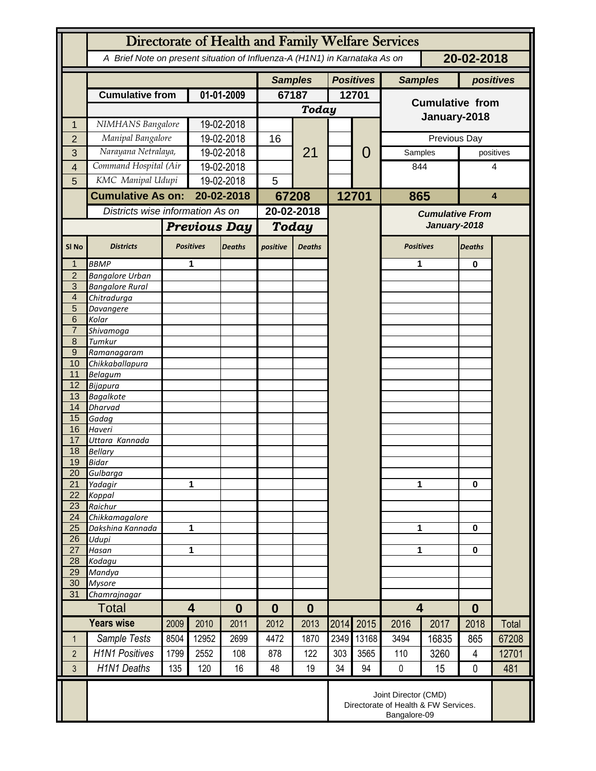# Directorate of Health and Family Welfare Services

*A Brief Note on present situation of Influenza-A (H1N1) in Karnataka As on* **20-02-2018**

| | | | Samples | | Positives | | Samples | positives |
|---|---|---|---|---|---|---|---|---|
| | **Cumulative from** | **01-01-2009** | **67187** | | **12701** | | **Cumulative from January-2018** | |
| | | | ***Today*** | | | | | |
| 1 | *NIMHANS Bangalore* | 19-02-2018 | | 21 | | 0 | | |
| 2 | *Manipal Bangalore* | 19-02-2018 | 16 | | | | Previous Day | |
| 3 | *Narayana Netralaya,* | 19-02-2018 | | | | | Samples | positives |
| 4 | *Command Hospital (Air* | 19-02-2018 | | | | | 844 | 4 |
| 5 | *KMC Manipal Udupi* | 19-02-2018 | 5 | | | | | |
| | **Cumulative As on:** | **20-02-2018** | **67208** | | **12701** | | **865** | **4** |

| | *Districts wise information As on* | | | **20-02-2018** | | | *Cumulative From January-2018* | |
|---|---|---|---|---|---|---|---|---|
| | | ***Previous Day*** | | ***Today*** | | | | |
| **Sl No** | **Districts** | **Positives** | **Deaths** | **positive** | **Deaths** | | **Positives** | **Deaths** |
| 1 | BBMP | 1 | | | | | 1 | 0 |
| 2 | Bangalore Urban | | | | | | | |
| 3 | Bangalore Rural | | | | | | | |
| 4 | Chitradurga | | | | | | | |
| 5 | Davangere | | | | | | | |
| 6 | Kolar | | | | | | | |
| 7 | Shivamoga | | | | | | | |
| 8 | Tumkur | | | | | | | |
| 9 | Ramanagaram | | | | | | | |
| 10 | Chikkaballapura | | | | | | | |
| 11 | Belagum | | | | | | | |
| 12 | Bijapura | | | | | | | |
| 13 | Bagalkote | | | | | | | |
| 14 | Dharvad | | | | | | | |
| 15 | Gadag | | | | | | | |
| 16 | Haveri | | | | | | | |
| 17 | Uttara Kannada | | | | | | | |
| 18 | Bellary | | | | | | | |
| 19 | Bidar | | | | | | | |
| 20 | Gulbarga | | | | | | | |
| 21 | Yadagir | 1 | | | | | 1 | 0 |
| 22 | Koppal | | | | | | | |
| 23 | Raichur | | | | | | | |
| 24 | Chikkamagalore | | | | | | | |
| 25 | Dakshina Kannada | 1 | | | | | 1 | 0 |
| 26 | Udupi | | | | | | | |
| 27 | Hasan | 1 | | | | | 1 | 0 |
| 28 | Kodagu | | | | | | | |
| 29 | Mandya | | | | | | | |
| 30 | Mysore | | | | | | | |
| 31 | Chamrajnagar | | | | | | | |
| | **Total** | **4** | **0** | **0** | **0** | | **4** | **0** |

| | **Years wise** | 2009 | 2010 | 2011 | 2012 | 2013 | 2014 | 2015 | 2016 | 2017 | 2018 | Total |
|---|---|---|---|---|---|---|---|---|---|---|---|---|
| 1 | *Sample Tests* | 8504 | 12952 | 2699 | 4472 | 1870 | 2349 | 13168 | 3494 | 16835 | 865 | 67208 |
| 2 | *H1N1 Positives* | 1799 | 2552 | 108 | 878 | 122 | 303 | 3565 | 110 | 3260 | 4 | 12701 |
| 3 | *H1N1 Deaths* | 135 | 120 | 16 | 48 | 19 | 34 | 94 | 0 | 15 | 0 | 481 |

Joint Director (CMD)
Directorate of Health & FW Services.
Bangalore-09